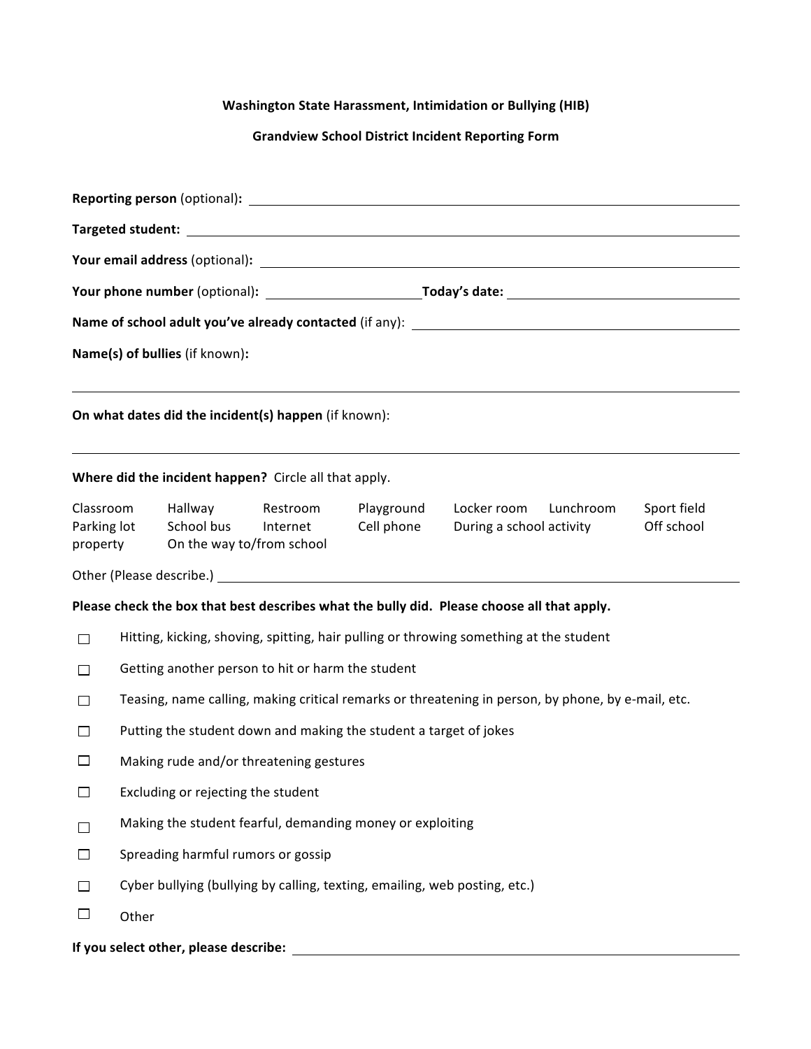**Washington State Harassment, Intimidation or Bullying (HIB)**

**Grandview School District Incident Reporting Form**

**Reporting person** (optional)**:** ______________________________

**Targeted student:** ______________________________

**Your email address** (optional)**:** ______________________________

**Your phone number** (optional)**:** ____________________ **Today's date:** ____________________

**Name of school adult you've already contacted** (if any): ______________________________

**Name(s) of bullies** (if known)**:**

______________________________

**On what dates did the incident(s) happen** (if known):

______________________________

**Where did the incident happen?** Circle all that apply.

Classroom Hallway Restroom Playground Locker room Lunchroom Sport field Parking lot School bus Internet Cell phone During a school activity Off school property On the way to/from school

Other (Please describe.) ______________________________

**Please check the box that best describes what the bully did. Please choose all that apply.**

- ☐ Hitting, kicking, shoving, spitting, hair pulling or throwing something at the student
- ☐ Getting another person to hit or harm the student
- ☐ Teasing, name calling, making critical remarks or threatening in person, by phone, by e-mail, etc.
- ☐ Putting the student down and making the student a target of jokes
- ☐ Making rude and/or threatening gestures
- ☐ Excluding or rejecting the student
- ☐ Making the student fearful, demanding money or exploiting
- ☐ Spreading harmful rumors or gossip
- ☐ Cyber bullying (bullying by calling, texting, emailing, web posting, etc.)
- ☐ Other

**If you select other, please describe:** ______________________________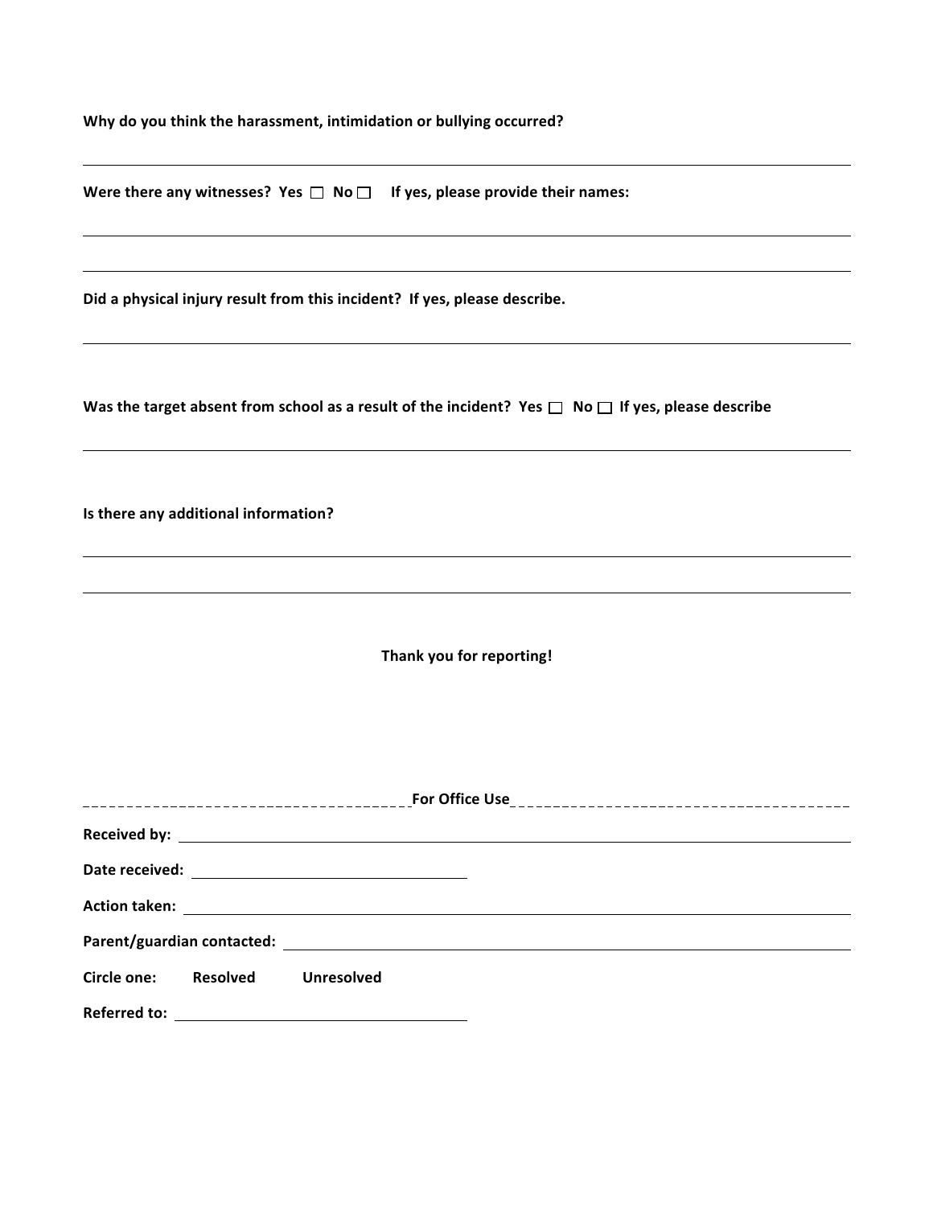**Why do you think the harassment, intimidation or bullying occurred?**

\_\_\_\_\_\_\_\_\_\_\_\_\_\_\_\_\_\_\_\_\_\_\_\_\_\_\_\_\_\_\_\_\_\_\_\_\_\_\_\_\_\_\_\_\_\_\_\_\_\_\_\_\_\_\_\_\_\_\_\_\_\_\_\_\_\_\_\_\_\_\_\_\_\_\_\_

**Were there any witnesses? Yes ☐ No ☐ If yes, please provide their names:**

\_\_\_\_\_\_\_\_\_\_\_\_\_\_\_\_\_\_\_\_\_\_\_\_\_\_\_\_\_\_\_\_\_\_\_\_\_\_\_\_\_\_\_\_\_\_\_\_\_\_\_\_\_\_\_\_\_\_\_\_\_\_\_\_\_\_\_\_\_\_\_\_\_\_\_\_

\_\_\_\_\_\_\_\_\_\_\_\_\_\_\_\_\_\_\_\_\_\_\_\_\_\_\_\_\_\_\_\_\_\_\_\_\_\_\_\_\_\_\_\_\_\_\_\_\_\_\_\_\_\_\_\_\_\_\_\_\_\_\_\_\_\_\_\_\_\_\_\_\_\_\_\_

**Did a physical injury result from this incident? If yes, please describe.**

\_\_\_\_\_\_\_\_\_\_\_\_\_\_\_\_\_\_\_\_\_\_\_\_\_\_\_\_\_\_\_\_\_\_\_\_\_\_\_\_\_\_\_\_\_\_\_\_\_\_\_\_\_\_\_\_\_\_\_\_\_\_\_\_\_\_\_\_\_\_\_\_\_\_\_\_

**Was the target absent from school as a result of the incident? Yes ☐ No ☐ If yes, please describe**

\_\_\_\_\_\_\_\_\_\_\_\_\_\_\_\_\_\_\_\_\_\_\_\_\_\_\_\_\_\_\_\_\_\_\_\_\_\_\_\_\_\_\_\_\_\_\_\_\_\_\_\_\_\_\_\_\_\_\_\_\_\_\_\_\_\_\_\_\_\_\_\_\_\_\_\_

**Is there any additional information?**

\_\_\_\_\_\_\_\_\_\_\_\_\_\_\_\_\_\_\_\_\_\_\_\_\_\_\_\_\_\_\_\_\_\_\_\_\_\_\_\_\_\_\_\_\_\_\_\_\_\_\_\_\_\_\_\_\_\_\_\_\_\_\_\_\_\_\_\_\_\_\_\_\_\_\_\_

\_\_\_\_\_\_\_\_\_\_\_\_\_\_\_\_\_\_\_\_\_\_\_\_\_\_\_\_\_\_\_\_\_\_\_\_\_\_\_\_\_\_\_\_\_\_\_\_\_\_\_\_\_\_\_\_\_\_\_\_\_\_\_\_\_\_\_\_\_\_\_\_\_\_\_\_

**Thank you for reporting!**

---

**For Office Use**

**Received by:** \_\_\_\_\_\_\_\_\_\_\_\_\_\_\_\_\_\_\_\_\_\_\_\_\_\_\_\_\_\_\_\_\_\_\_\_\_\_\_\_\_\_\_\_\_\_\_\_\_\_\_\_\_\_\_\_\_\_\_\_\_\_\_\_

**Date received:** \_\_\_\_\_\_\_\_\_\_\_\_\_\_\_\_\_\_\_\_\_\_\_\_\_\_\_\_\_\_

**Action taken:** \_\_\_\_\_\_\_\_\_\_\_\_\_\_\_\_\_\_\_\_\_\_\_\_\_\_\_\_\_\_\_\_\_\_\_\_\_\_\_\_\_\_\_\_\_\_\_\_\_\_\_\_\_\_\_\_\_\_\_\_\_\_\_

**Parent/guardian contacted:** \_\_\_\_\_\_\_\_\_\_\_\_\_\_\_\_\_\_\_\_\_\_\_\_\_\_\_\_\_\_\_\_\_\_\_\_\_\_\_\_\_\_\_\_\_\_\_\_\_\_\_\_\_

**Circle one: Resolved Unresolved**

**Referred to:** \_\_\_\_\_\_\_\_\_\_\_\_\_\_\_\_\_\_\_\_\_\_\_\_\_\_\_\_\_\_